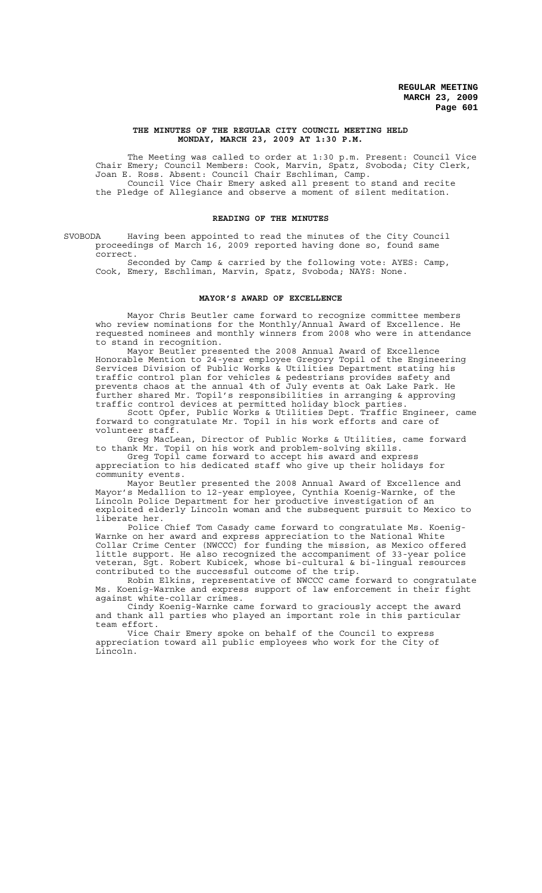**THE MINUTES OF THE REGULAR CITY COUNCIL MEETING HELD MONDAY, MARCH 23, 2009 AT 1:30 P.M.**

The Meeting was called to order at 1:30 p.m. Present: Council Vice Chair Emery; Council Members: Cook, Marvin, Spatz, Svoboda; City Clerk, Joan E. Ross. Absent: Council Chair Eschliman, Camp.

Council Vice Chair Emery asked all present to stand and recite the Pledge of Allegiance and observe a moment of silent meditation.

**READING OF THE MINUTES**

SVOBODA Having been appointed to read the minutes of the City Council proceedings of March 16, 2009 reported having done so, found same correct.

Seconded by Camp & carried by the following vote: AYES: Camp, Cook, Emery, Eschliman, Marvin, Spatz, Svoboda; NAYS: None.

**MAYOR'S AWARD OF EXCELLENCE**

Mayor Chris Beutler came forward to recognize committee members who review nominations for the Monthly/Annual Award of Excellence. He requested nominees and monthly winners from 2008 who were in attendance to stand in recognition.

Mayor Beutler presented the 2008 Annual Award of Excellence Honorable Mention to 24-year employee Gregory Topil of the Engineering Services Division of Public Works & Utilities Department stating his traffic control plan for vehicles & pedestrians provides safety and prevents chaos at the annual 4th of July events at Oak Lake Park. He further shared Mr. Topil's responsibilities in arranging & approving traffic control devices at permitted holiday block parties.

Scott Opfer, Public Works & Utilities Dept. Traffic Engineer, came forward to congratulate Mr. Topil in his work efforts and care of volunteer staff.

Greg MacLean, Director of Public Works & Utilities, came forward to thank Mr. Topil on his work and problem-solving skills.

Greg Topil came forward to accept his award and express appreciation to his dedicated staff who give up their holidays for community events.

Mayor Beutler presented the 2008 Annual Award of Excellence and Mayor's Medallion to 12-year employee, Cynthia Koenig-Warnke, of the Lincoln Police Department for her productive investigation of an exploited elderly Lincoln woman and the subsequent pursuit to Mexico to liberate her.

Police Chief Tom Casady came forward to congratulate Ms. Koenig-Warnke on her award and express appreciation to the National White Collar Crime Center (NWCCC) for funding the mission, as Mexico offered little support. He also recognized the accompaniment of 33-year police veteran, Sgt. Robert Kubicek, whose bi-cultural & bi-lingual resources contributed to the successful outcome of the trip.

Robin Elkins, representative of NWCCC came forward to congratulate Ms. Koenig-Warnke and express support of law enforcement in their fight against white-collar crimes.

Cindy Koenig-Warnke came forward to graciously accept the award and thank all parties who played an important role in this particular team effort.

Vice Chair Emery spoke on behalf of the Council to express appreciation toward all public employees who work for the City of Lincoln.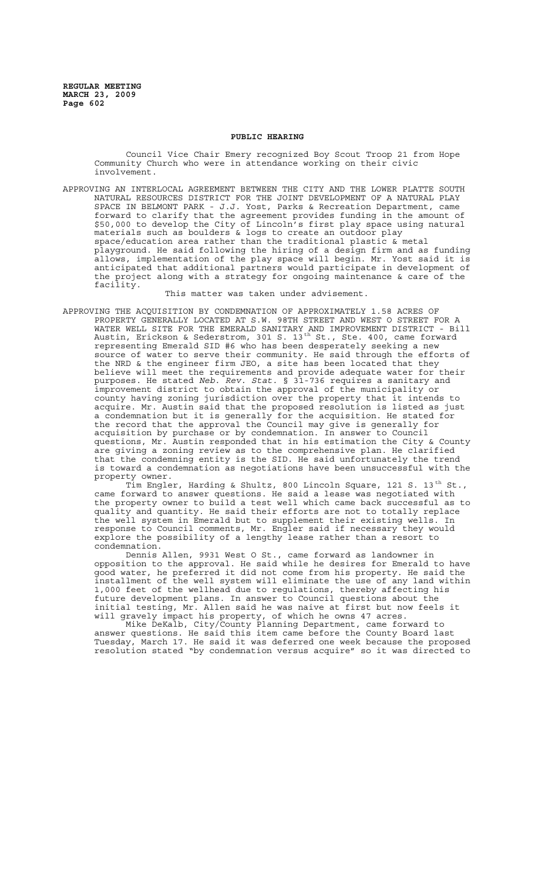## PUBLIC HEARING

Council Vice Chair Emery recognized Boy Scout Troop 21 from Hope Community Church who were in attendance working on their civic involvement.

APPROVING AN INTERLOCAL AGREEMENT BETWEEN THE CITY AND THE LOWER PLATTE SOUTH NATURAL RESOURCES DISTRICT FOR THE JOINT DEVELOPMENT OF A NATURAL PLAY SPACE IN BELMONT PARK - J.J. Yost, Parks & Recreation Department, came forward to clarify that the agreement provides funding in the amount of $50,000 to develop the City of Lincoln's first play space using natural materials such as boulders & logs to create an outdoor play space/education area rather than the traditional plastic & metal playground. He said following the hiring of a design firm and as funding allows, implementation of the play space will begin. Mr. Yost said it is anticipated that additional partners would participate in development of the project along with a strategy for ongoing maintenance & care of the facility.

This matter was taken under advisement.

APPROVING THE ACQUISITION BY CONDEMNATION OF APPROXIMATELY 1.58 ACRES OF PROPERTY GENERALLY LOCATED AT S.W. 98TH STREET AND WEST O STREET FOR A WATER WELL SITE FOR THE EMERALD SANITARY AND IMPROVEMENT DISTRICT - Bill Austin, Erickson & Sederstrom, 301 S. 13th St., Ste. 400, came forward representing Emerald SID #6 who has been desperately seeking a new source of water to serve their community. He said through the efforts of the NRD & the engineer firm JEO, a site has been located that they believe will meet the requirements and provide adequate water for their purposes. He stated *Neb. Rev. Stat.* § 31-736 requires a sanitary and improvement district to obtain the approval of the municipality or county having zoning jurisdiction over the property that it intends to acquire. Mr. Austin said that the proposed resolution is listed as just a condemnation but it is generally for the acquisition. He stated for the record that the approval the Council may give is generally for acquisition by purchase or by condemnation. In answer to Council questions, Mr. Austin responded that in his estimation the City & County are giving a zoning review as to the comprehensive plan. He clarified that the condemning entity is the SID. He said unfortunately the trend is toward a condemnation as negotiations have been unsuccessful with the property owner.

Tim Engler, Harding & Shultz, 800 Lincoln Square, 121 S. 13th St., came forward to answer questions. He said a lease was negotiated with the property owner to build a test well which came back successful as to quality and quantity. He said their efforts are not to totally replace the well system in Emerald but to supplement their existing wells. In response to Council comments, Mr. Engler said if necessary they would explore the possibility of a lengthy lease rather than a resort to condemnation.

Dennis Allen, 9931 West O St., came forward as landowner in opposition to the approval. He said while he desires for Emerald to have good water, he preferred it did not come from his property. He said the installment of the well system will eliminate the use of any land within 1,000 feet of the wellhead due to regulations, thereby affecting his future development plans. In answer to Council questions about the initial testing, Mr. Allen said he was naive at first but now feels it will gravely impact his property, of which he owns 47 acres.

Mike DeKalb, City/County Planning Department, came forward to answer questions. He said this item came before the County Board last Tuesday, March 17. He said it was deferred one week because the proposed resolution stated "by condemnation versus acquire" so it was directed to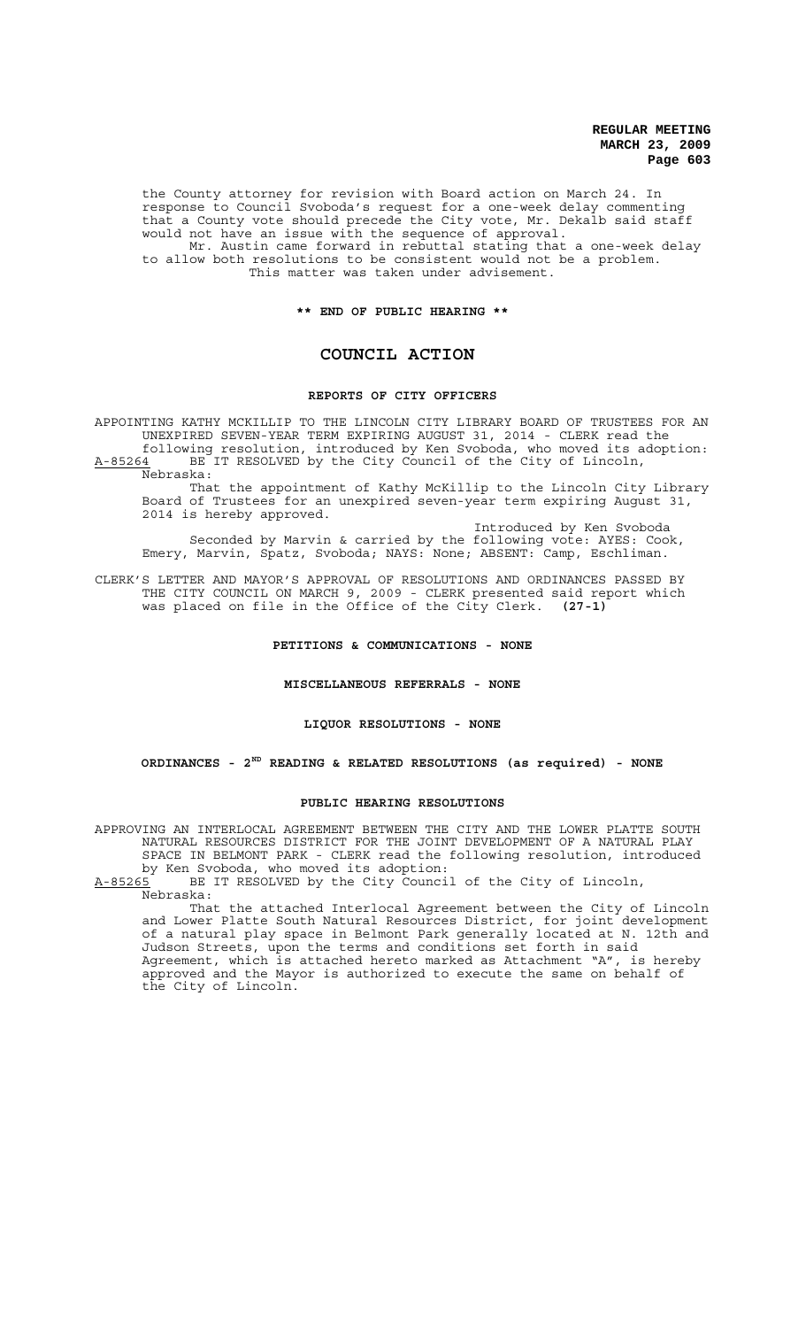the County attorney for revision with Board action on March 24. In response to Council Svoboda's request for a one-week delay commenting that a County vote should precede the City vote, Mr. Dekalb said staff would not have an issue with the sequence of approval.

Mr. Austin came forward in rebuttal stating that a one-week delay to allow both resolutions to be consistent would not be a problem.

This matter was taken under advisement.

**\*\* END OF PUBLIC HEARING \*\***

## COUNCIL ACTION

### REPORTS OF CITY OFFICERS

APPOINTING KATHY MCKILLIP TO THE LINCOLN CITY LIBRARY BOARD OF TRUSTEES FOR AN UNEXPIRED SEVEN-YEAR TERM EXPIRING AUGUST 31, 2014 - CLERK read the following resolution, introduced by Ken Svoboda, who moved its adoption:

A-85264 BE IT RESOLVED by the City Council of the City of Lincoln, Nebraska:

That the appointment of Kathy McKillip to the Lincoln City Library Board of Trustees for an unexpired seven-year term expiring August 31, 2014 is hereby approved.

Introduced by Ken Svoboda

Seconded by Marvin & carried by the following vote: AYES: Cook, Emery, Marvin, Spatz, Svoboda; NAYS: None; ABSENT: Camp, Eschliman.

CLERK'S LETTER AND MAYOR'S APPROVAL OF RESOLUTIONS AND ORDINANCES PASSED BY THE CITY COUNCIL ON MARCH 9, 2009 - CLERK presented said report which was placed on file in the Office of the City Clerk. **(27-1)**

**PETITIONS & COMMUNICATIONS - NONE**

**MISCELLANEOUS REFERRALS - NONE**

**LIQUOR RESOLUTIONS - NONE**

**ORDINANCES - 2ND READING & RELATED RESOLUTIONS (as required) - NONE**

### PUBLIC HEARING RESOLUTIONS

APPROVING AN INTERLOCAL AGREEMENT BETWEEN THE CITY AND THE LOWER PLATTE SOUTH NATURAL RESOURCES DISTRICT FOR THE JOINT DEVELOPMENT OF A NATURAL PLAY SPACE IN BELMONT PARK - CLERK read the following resolution, introduced by Ken Svoboda, who moved its adoption:

A-85265 BE IT RESOLVED by the City Council of the City of Lincoln, Nebraska:

That the attached Interlocal Agreement between the City of Lincoln and Lower Platte South Natural Resources District, for joint development of a natural play space in Belmont Park generally located at N. 12th and Judson Streets, upon the terms and conditions set forth in said Agreement, which is attached hereto marked as Attachment "A", is hereby approved and the Mayor is authorized to execute the same on behalf of the City of Lincoln.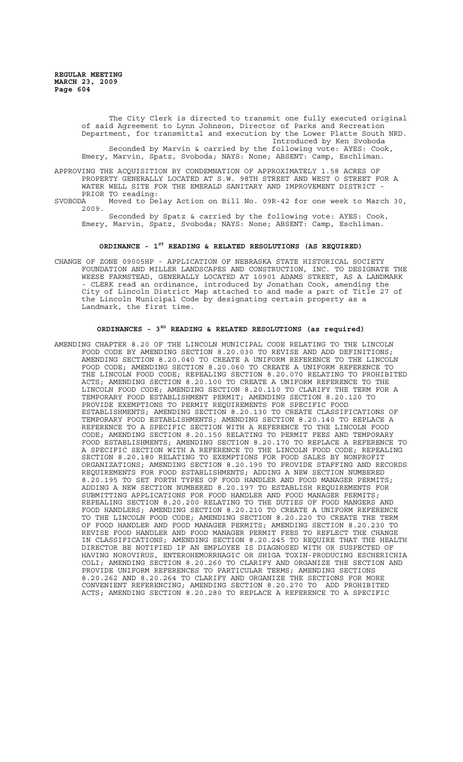The City Clerk is directed to transmit one fully executed original of said Agreement to Lynn Johnson, Director of Parks and Recreation Department, for transmittal and execution by the Lower Platte South NRD.

Introduced by Ken Svoboda

Seconded by Marvin & carried by the following vote: AYES: Cook, Emery, Marvin, Spatz, Svoboda; NAYS: None; ABSENT: Camp, Eschliman.

APPROVING THE ACQUISITION BY CONDEMNATION OF APPROXIMATELY 1.58 ACRES OF PROPERTY GENERALLY LOCATED AT S.W. 98TH STREET AND WEST O STREET FOR A WATER WELL SITE FOR THE EMERALD SANITARY AND IMPROVEMENT DISTRICT - PRIOR TO reading:

SVOBODA Moved to Delay Action on Bill No. 09R-42 for one week to March 30, 2009.

Seconded by Spatz & carried by the following vote: AYES: Cook, Emery, Marvin, Spatz, Svoboda; NAYS: None; ABSENT: Camp, Eschliman.

## ORDINANCE - 1ST READING & RELATED RESOLUTIONS (AS REQUIRED)

CHANGE OF ZONE 09005HP - APPLICATION OF NEBRASKA STATE HISTORICAL SOCIETY FOUNDATION AND MILLER LANDSCAPES AND CONSTRUCTION, INC. TO DESIGNATE THE WEESE FARMSTEAD, GENERALLY LOCATED AT 10901 ADAMS STREET, AS A LANDMARK - CLERK read an ordinance, introduced by Jonathan Cook, amending the City of Lincoln District Map attached to and made a part of Title 27 of the Lincoln Municipal Code by designating certain property as a Landmark, the first time.

## ORDINANCES - 3RD READING & RELATED RESOLUTIONS (as required)

AMENDING CHAPTER 8.20 OF THE LINCOLN MUNICIPAL CODE RELATING TO THE LINCOLN FOOD CODE BY AMENDING SECTION 8.20.030 TO REVISE AND ADD DEFINITIONS; AMENDING SECTION 8.20.040 TO CREATE A UNIFORM REFERENCE TO THE LINCOLN FOOD CODE; AMENDING SECTION 8.20.060 TO CREATE A UNIFORM REFERENCE TO THE LINCOLN FOOD CODE; REPEALING SECTION 8.20.070 RELATING TO PROHIBITED ACTS; AMENDING SECTION 8.20.100 TO CREATE A UNIFORM REFERENCE TO THE LINCOLN FOOD CODE; AMENDING SECTION 8.20.110 TO CLARIFY THE TERM FOR A TEMPORARY FOOD ESTABLISHMENT PERMIT; AMENDING SECTION 8.20.120 TO PROVIDE EXEMPTIONS TO PERMIT REQUIREMENTS FOR SPECIFIC FOOD ESTABLISHMENTS; AMENDING SECTION 8.20.130 TO CREATE CLASSIFICATIONS OF TEMPORARY FOOD ESTABLISHMENTS; AMENDING SECTION 8.20.140 TO REPLACE A REFERENCE TO A SPECIFIC SECTION WITH A REFERENCE TO THE LINCOLN FOOD CODE; AMENDING SECTION 8.20.150 RELATING TO PERMIT FEES AND TEMPORARY FOOD ESTABLISHMENTS; AMENDING SECTION 8.20.170 TO REPLACE A REFERENCE TO A SPECIFIC SECTION WITH A REFERENCE TO THE LINCOLN FOOD CODE; REPEALING SECTION 8.20.180 RELATING TO EXEMPTIONS FOR FOOD SALES BY NONPROFIT ORGANIZATIONS; AMENDING SECTION 8.20.190 TO PROVIDE STAFFING AND RECORDS REQUIREMENTS FOR FOOD ESTABLISHMENTS; ADDING A NEW SECTION NUMBERED 8.20.195 TO SET FORTH TYPES OF FOOD HANDLER AND FOOD MANAGER PERMITS; ADDING A NEW SECTION NUMBERED 8.20.197 TO ESTABLISH REQUIREMENTS FOR SUBMITTING APPLICATIONS FOR FOOD HANDLER AND FOOD MANAGER PERMITS; REPEALING SECTION 8.20.200 RELATING TO THE DUTIES OF FOOD MANGERS AND FOOD HANDLERS; AMENDING SECTION 8.20.210 TO CREATE A UNIFORM REFERENCE TO THE LINCOLN FOOD CODE; AMENDING SECTION 8.20.220 TO CREATE THE TERM OF FOOD HANDLER AND FOOD MANAGER PERMITS; AMENDING SECTION 8.20.230 TO REVISE FOOD HANDLER AND FOOD MANAGER PERMIT FEES TO REFLECT THE CHANGE IN CLASSIFICATIONS; AMENDING SECTION 8.20.245 TO REQUIRE THAT THE HEALTH DIRECTOR BE NOTIFIED IF AN EMPLOYEE IS DIAGNOSED WITH OR SUSPECTED OF HAVING NOROVIRUS, ENTEROHEMORRHAGIC OR SHIGA TOXIN-PRODUCING ESCHERICHIA COLI; AMENDING SECTION 8.20.260 TO CLARIFY AND ORGANIZE THE SECTION AND PROVIDE UNIFORM REFERENCES TO PARTICULAR TERMS; AMENDING SECTIONS 8.20.262 AND 8.20.264 TO CLARIFY AND ORGANIZE THE SECTIONS FOR MORE CONVENIENT REFERENCING; AMENDING SECTION 8.20.270 TO ADD PROHIBITED ACTS; AMENDING SECTION 8.20.280 TO REPLACE A REFERENCE TO A SPECIFIC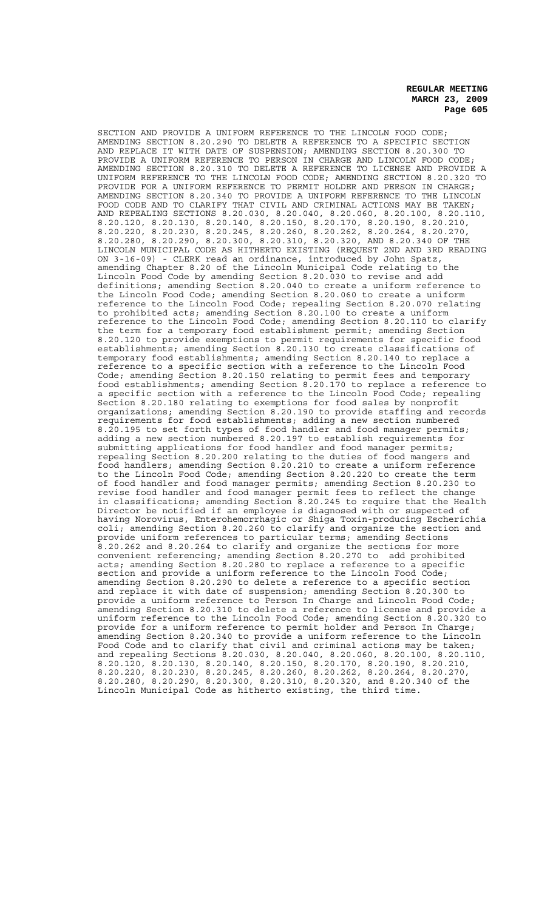SECTION AND PROVIDE A UNIFORM REFERENCE TO THE LINCOLN FOOD CODE; AMENDING SECTION 8.20.290 TO DELETE A REFERENCE TO A SPECIFIC SECTION AND REPLACE IT WITH DATE OF SUSPENSION; AMENDING SECTION 8.20.300 TO PROVIDE A UNIFORM REFERENCE TO PERSON IN CHARGE AND LINCOLN FOOD CODE; AMENDING SECTION 8.20.310 TO DELETE A REFERENCE TO LICENSE AND PROVIDE A UNIFORM REFERENCE TO THE LINCOLN FOOD CODE; AMENDING SECTION 8.20.320 TO PROVIDE FOR A UNIFORM REFERENCE TO PERMIT HOLDER AND PERSON IN CHARGE; AMENDING SECTION 8.20.340 TO PROVIDE A UNIFORM REFERENCE TO THE LINCOLN FOOD CODE AND TO CLARIFY THAT CIVIL AND CRIMINAL ACTIONS MAY BE TAKEN; AND REPEALING SECTIONS 8.20.030, 8.20.040, 8.20.060, 8.20.100, 8.20.110, 8.20.120, 8.20.130, 8.20.140, 8.20.150, 8.20.170, 8.20.190, 8.20.210, 8.20.220, 8.20.230, 8.20.245, 8.20.260, 8.20.262, 8.20.264, 8.20.270, 8.20.280, 8.20.290, 8.20.300, 8.20.310, 8.20.320, AND 8.20.340 OF THE LINCOLN MUNICIPAL CODE AS HITHERTO EXISTING (REQUEST 2ND AND 3RD READING ON 3-16-09) - CLERK read an ordinance, introduced by John Spatz, amending Chapter 8.20 of the Lincoln Municipal Code relating to the Lincoln Food Code by amending Section 8.20.030 to revise and add definitions; amending Section 8.20.040 to create a uniform reference to the Lincoln Food Code; amending Section 8.20.060 to create a uniform reference to the Lincoln Food Code; repealing Section 8.20.070 relating to prohibited acts; amending Section 8.20.100 to create a uniform reference to the Lincoln Food Code; amending Section 8.20.110 to clarify the term for a temporary food establishment permit; amending Section 8.20.120 to provide exemptions to permit requirements for specific food establishments; amending Section 8.20.130 to create classifications of temporary food establishments; amending Section 8.20.140 to replace a reference to a specific section with a reference to the Lincoln Food Code; amending Section 8.20.150 relating to permit fees and temporary food establishments; amending Section 8.20.170 to replace a reference to a specific section with a reference to the Lincoln Food Code; repealing Section 8.20.180 relating to exemptions for food sales by nonprofit organizations; amending Section 8.20.190 to provide staffing and records requirements for food establishments; adding a new section numbered 8.20.195 to set forth types of food handler and food manager permits; adding a new section numbered 8.20.197 to establish requirements for submitting applications for food handler and food manager permits; repealing Section 8.20.200 relating to the duties of food mangers and food handlers; amending Section 8.20.210 to create a uniform reference to the Lincoln Food Code; amending Section 8.20.220 to create the term of food handler and food manager permits; amending Section 8.20.230 to revise food handler and food manager permit fees to reflect the change in classifications; amending Section 8.20.245 to require that the Health Director be notified if an employee is diagnosed with or suspected of having Norovirus, Enterohemorrhagic or Shiga Toxin-producing Escherichia coli; amending Section 8.20.260 to clarify and organize the section and provide uniform references to particular terms; amending Sections 8.20.262 and 8.20.264 to clarify and organize the sections for more convenient referencing; amending Section 8.20.270 to add prohibited acts; amending Section 8.20.280 to replace a reference to a specific section and provide a uniform reference to the Lincoln Food Code; amending Section 8.20.290 to delete a reference to a specific section and replace it with date of suspension; amending Section 8.20.300 to provide a uniform reference to Person In Charge and Lincoln Food Code; amending Section 8.20.310 to delete a reference to license and provide a uniform reference to the Lincoln Food Code; amending Section 8.20.320 to provide for a uniform reference to permit holder and Person In Charge; amending Section 8.20.340 to provide a uniform reference to the Lincoln Food Code and to clarify that civil and criminal actions may be taken; and repealing Sections 8.20.030, 8.20.040, 8.20.060, 8.20.100, 8.20.110, 8.20.120, 8.20.130, 8.20.140, 8.20.150, 8.20.170, 8.20.190, 8.20.210, 8.20.220, 8.20.230, 8.20.245, 8.20.260, 8.20.262, 8.20.264, 8.20.270, 8.20.280, 8.20.290, 8.20.300, 8.20.310, 8.20.320, and 8.20.340 of the Lincoln Municipal Code as hitherto existing, the third time.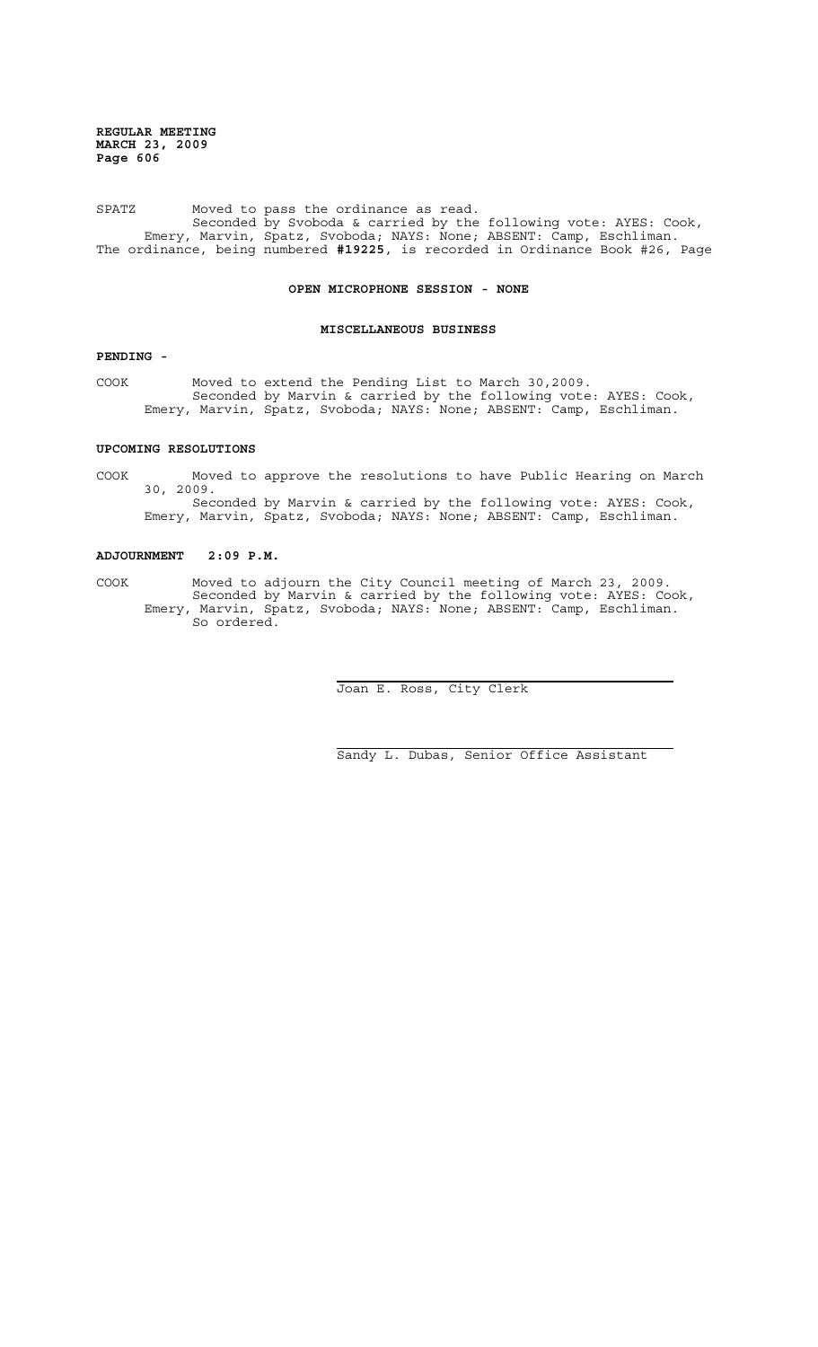SPATZ Moved to pass the ordinance as read.
Seconded by Svoboda & carried by the following vote: AYES: Cook, Emery, Marvin, Spatz, Svoboda; NAYS: None; ABSENT: Camp, Eschliman.
The ordinance, being numbered **#19225**, is recorded in Ordinance Book #26, Page

**OPEN MICROPHONE SESSION - NONE**

**MISCELLANEOUS BUSINESS**

**PENDING -**

COOK Moved to extend the Pending List to March 30,2009.
Seconded by Marvin & carried by the following vote: AYES: Cook, Emery, Marvin, Spatz, Svoboda; NAYS: None; ABSENT: Camp, Eschliman.

**UPCOMING RESOLUTIONS**

COOK Moved to approve the resolutions to have Public Hearing on March 30, 2009.
Seconded by Marvin & carried by the following vote: AYES: Cook, Emery, Marvin, Spatz, Svoboda; NAYS: None; ABSENT: Camp, Eschliman.

**ADJOURNMENT 2:09 P.M.**

COOK Moved to adjourn the City Council meeting of March 23, 2009.
Seconded by Marvin & carried by the following vote: AYES: Cook, Emery, Marvin, Spatz, Svoboda; NAYS: None; ABSENT: Camp, Eschliman.
So ordered.

Joan E. Ross, City Clerk

Sandy L. Dubas, Senior Office Assistant